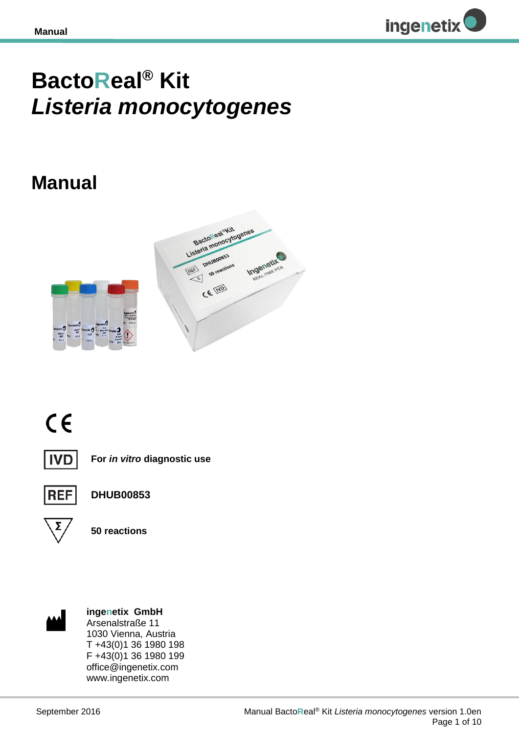# BactoReal® Kit
# *Listeria monocytogenes*

## Manual

CE

IVD **For *in vitro* diagnostic use**

REF **DHUB00853**

Σ **50 reactions**

**ingenetix GmbH**
Arsenalstraße 11
1030 Vienna, Austria
T +43(0)1 36 1980 198
F +43(0)1 36 1980 199
office@ingenetix.com
www.ingenetix.com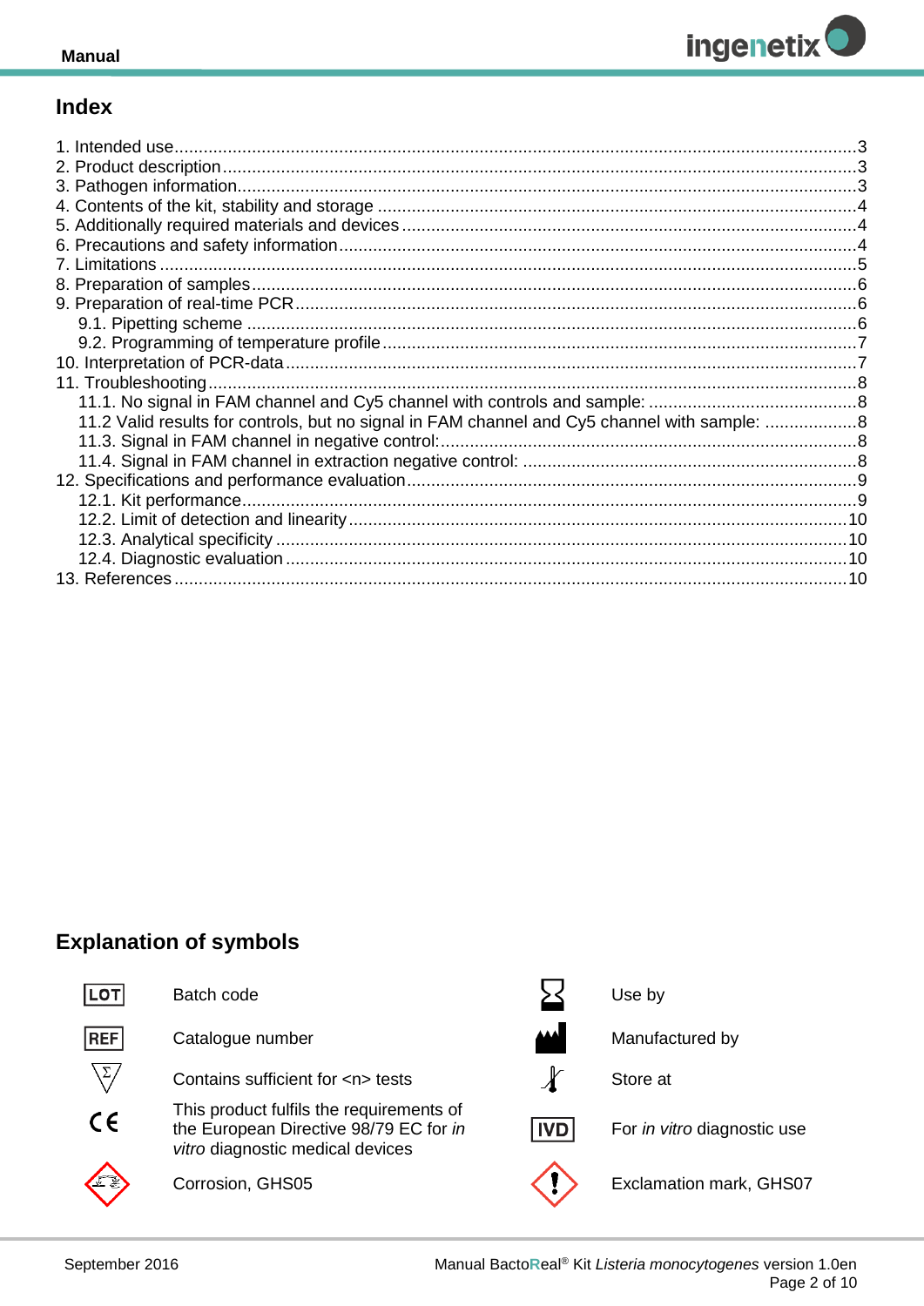## Index

1. Intended use .......... 3
2. Product description .......... 3
3. Pathogen information .......... 3
4. Contents of the kit, stability and storage .......... 4
5. Additionally required materials and devices .......... 4
6. Precautions and safety information .......... 4
7. Limitations .......... 5
8. Preparation of samples .......... 6
9. Preparation of real-time PCR .......... 6
    9.1. Pipetting scheme .......... 6
    9.2. Programming of temperature profile .......... 7
10. Interpretation of PCR-data .......... 7
11. Troubleshooting .......... 8
    11.1. No signal in FAM channel and Cy5 channel with controls and sample: .......... 8
    11.2 Valid results for controls, but no signal in FAM channel and Cy5 channel with sample: .......... 8
    11.3. Signal in FAM channel in negative control: .......... 8
    11.4. Signal in FAM channel in extraction negative control: .......... 8
12. Specifications and performance evaluation .......... 9
    12.1. Kit performance .......... 9
    12.2. Limit of detection and linearity .......... 10
    12.3. Analytical specificity .......... 10
    12.4. Diagnostic evaluation .......... 10
13. References .......... 10

## Explanation of symbols

| Symbol | Meaning | Symbol | Meaning |
|---|---|---|---|
| LOT | Batch code | ⌛ | Use by |
| REF | Catalogue number | 🏭 | Manufactured by |
| Σ | Contains sufficient for <n> tests | 🌡 | Store at |
| CE | This product fulfils the requirements of the European Directive 98/79 EC for *in vitro* diagnostic medical devices | IVD | For *in vitro* diagnostic use |
| GHS05 | Corrosion, GHS05 | GHS07 | Exclamation mark, GHS07 |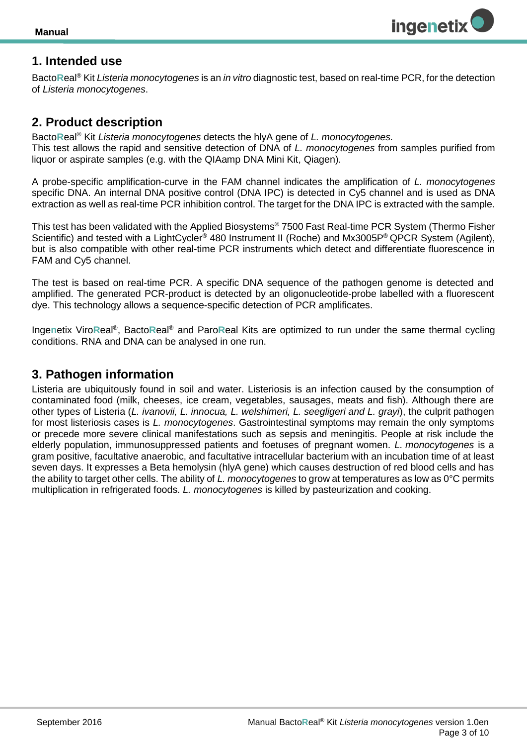## 1. Intended use

BactoReal® Kit *Listeria monocytogenes* is an *in vitro* diagnostic test, based on real-time PCR, for the detection of *Listeria monocytogenes*.

## 2. Product description

BactoReal® Kit *Listeria monocytogenes* detects the hlyA gene of *L. monocytogenes.*
This test allows the rapid and sensitive detection of DNA of *L. monocytogenes* from samples purified from liquor or aspirate samples (e.g. with the QIAamp DNA Mini Kit, Qiagen).

A probe-specific amplification-curve in the FAM channel indicates the amplification of *L. monocytogenes* specific DNA. An internal DNA positive control (DNA IPC) is detected in Cy5 channel and is used as DNA extraction as well as real-time PCR inhibition control. The target for the DNA IPC is extracted with the sample.

This test has been validated with the Applied Biosystems® 7500 Fast Real-time PCR System (Thermo Fisher Scientific) and tested with a LightCycler® 480 Instrument II (Roche) and Mx3005P® QPCR System (Agilent), but is also compatible with other real-time PCR instruments which detect and differentiate fluorescence in FAM and Cy5 channel.

The test is based on real-time PCR. A specific DNA sequence of the pathogen genome is detected and amplified. The generated PCR-product is detected by an oligonucleotide-probe labelled with a fluorescent dye. This technology allows a sequence-specific detection of PCR amplificates.

Ingenetix ViroReal®, BactoReal® and ParoReal Kits are optimized to run under the same thermal cycling conditions. RNA and DNA can be analysed in one run.

## 3. Pathogen information

Listeria are ubiquitously found in soil and water. Listeriosis is an infection caused by the consumption of contaminated food (milk, cheeses, ice cream, vegetables, sausages, meats and fish). Although there are other types of Listeria (*L. ivanovii, L. innocua, L. welshimeri, L. seegligeri and L. grayi*), the culprit pathogen for most listeriosis cases is *L. monocytogenes*. Gastrointestinal symptoms may remain the only symptoms or precede more severe clinical manifestations such as sepsis and meningitis. People at risk include the elderly population, immunosuppressed patients and foetuses of pregnant women. *L. monocytogenes* is a gram positive, facultative anaerobic, and facultative intracellular bacterium with an incubation time of at least seven days. It expresses a Beta hemolysin (hlyA gene) which causes destruction of red blood cells and has the ability to target other cells. The ability of *L. monocytogenes* to grow at temperatures as low as 0°C permits multiplication in refrigerated foods. *L. monocytogenes* is killed by pasteurization and cooking.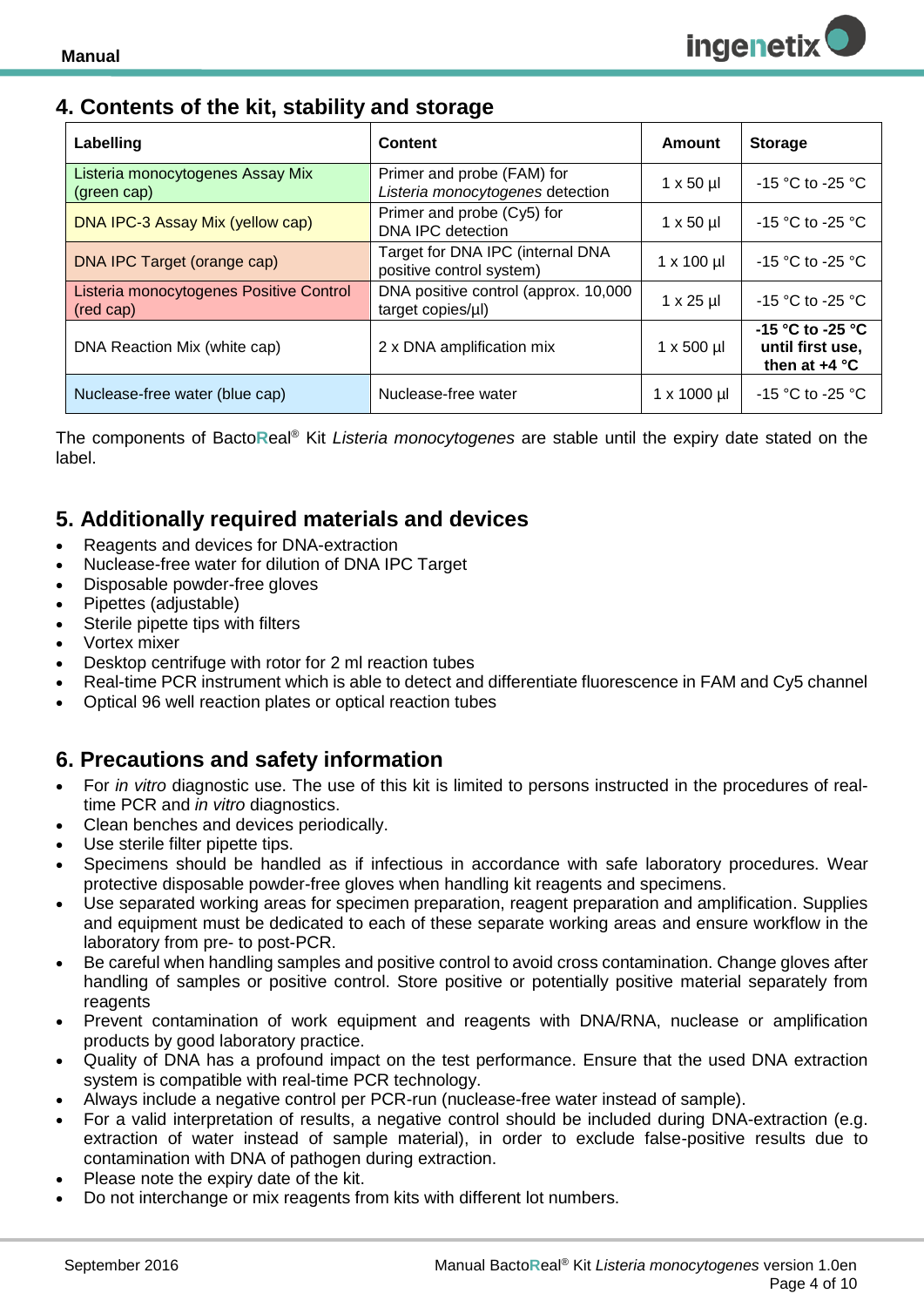## 4. Contents of the kit, stability and storage

| Labelling | Content | Amount | Storage |
|---|---|---|---|
| Listeria monocytogenes Assay Mix (green cap) | Primer and probe (FAM) for *Listeria monocytogenes* detection | 1 x 50 µl | -15 °C to -25 °C |
| DNA IPC-3 Assay Mix (yellow cap) | Primer and probe (Cy5) for DNA IPC detection | 1 x 50 µl | -15 °C to -25 °C |
| DNA IPC Target (orange cap) | Target for DNA IPC (internal DNA positive control system) | 1 x 100 µl | -15 °C to -25 °C |
| Listeria monocytogenes Positive Control (red cap) | DNA positive control (approx. 10,000 target copies/µl) | 1 x 25 µl | -15 °C to -25 °C |
| DNA Reaction Mix (white cap) | 2 x DNA amplification mix | 1 x 500 µl | **-15 °C to -25 °C until first use, then at +4 °C** |
| Nuclease-free water (blue cap) | Nuclease-free water | 1 x 1000 µl | -15 °C to -25 °C |

The components of BactoReal® Kit *Listeria monocytogenes* are stable until the expiry date stated on the label.

## 5. Additionally required materials and devices

- Reagents and devices for DNA-extraction
- Nuclease-free water for dilution of DNA IPC Target
- Disposable powder-free gloves
- Pipettes (adjustable)
- Sterile pipette tips with filters
- Vortex mixer
- Desktop centrifuge with rotor for 2 ml reaction tubes
- Real-time PCR instrument which is able to detect and differentiate fluorescence in FAM and Cy5 channel
- Optical 96 well reaction plates or optical reaction tubes

## 6. Precautions and safety information

- For *in vitro* diagnostic use. The use of this kit is limited to persons instructed in the procedures of real-time PCR and *in vitro* diagnostics.
- Clean benches and devices periodically.
- Use sterile filter pipette tips.
- Specimens should be handled as if infectious in accordance with safe laboratory procedures. Wear protective disposable powder-free gloves when handling kit reagents and specimens.
- Use separated working areas for specimen preparation, reagent preparation and amplification. Supplies and equipment must be dedicated to each of these separate working areas and ensure workflow in the laboratory from pre- to post-PCR.
- Be careful when handling samples and positive control to avoid cross contamination. Change gloves after handling of samples or positive control. Store positive or potentially positive material separately from reagents
- Prevent contamination of work equipment and reagents with DNA/RNA, nuclease or amplification products by good laboratory practice.
- Quality of DNA has a profound impact on the test performance. Ensure that the used DNA extraction system is compatible with real-time PCR technology.
- Always include a negative control per PCR-run (nuclease-free water instead of sample).
- For a valid interpretation of results, a negative control should be included during DNA-extraction (e.g. extraction of water instead of sample material), in order to exclude false-positive results due to contamination with DNA of pathogen during extraction.
- Please note the expiry date of the kit.
- Do not interchange or mix reagents from kits with different lot numbers.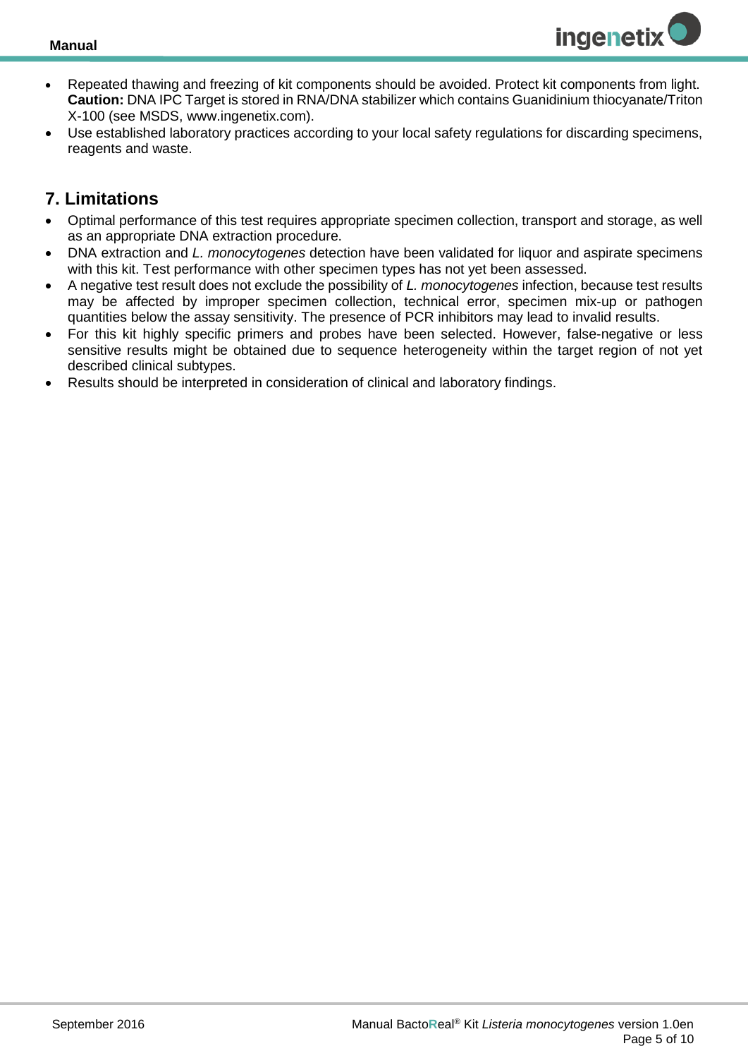- Repeated thawing and freezing of kit components should be avoided. Protect kit components from light. **Caution:** DNA IPC Target is stored in RNA/DNA stabilizer which contains Guanidinium thiocyanate/Triton X-100 (see MSDS, www.ingenetix.com).
- Use established laboratory practices according to your local safety regulations for discarding specimens, reagents and waste.

## 7. Limitations

- Optimal performance of this test requires appropriate specimen collection, transport and storage, as well as an appropriate DNA extraction procedure.
- DNA extraction and *L. monocytogenes* detection have been validated for liquor and aspirate specimens with this kit. Test performance with other specimen types has not yet been assessed.
- A negative test result does not exclude the possibility of *L. monocytogenes* infection, because test results may be affected by improper specimen collection, technical error, specimen mix-up or pathogen quantities below the assay sensitivity. The presence of PCR inhibitors may lead to invalid results.
- For this kit highly specific primers and probes have been selected. However, false-negative or less sensitive results might be obtained due to sequence heterogeneity within the target region of not yet described clinical subtypes.
- Results should be interpreted in consideration of clinical and laboratory findings.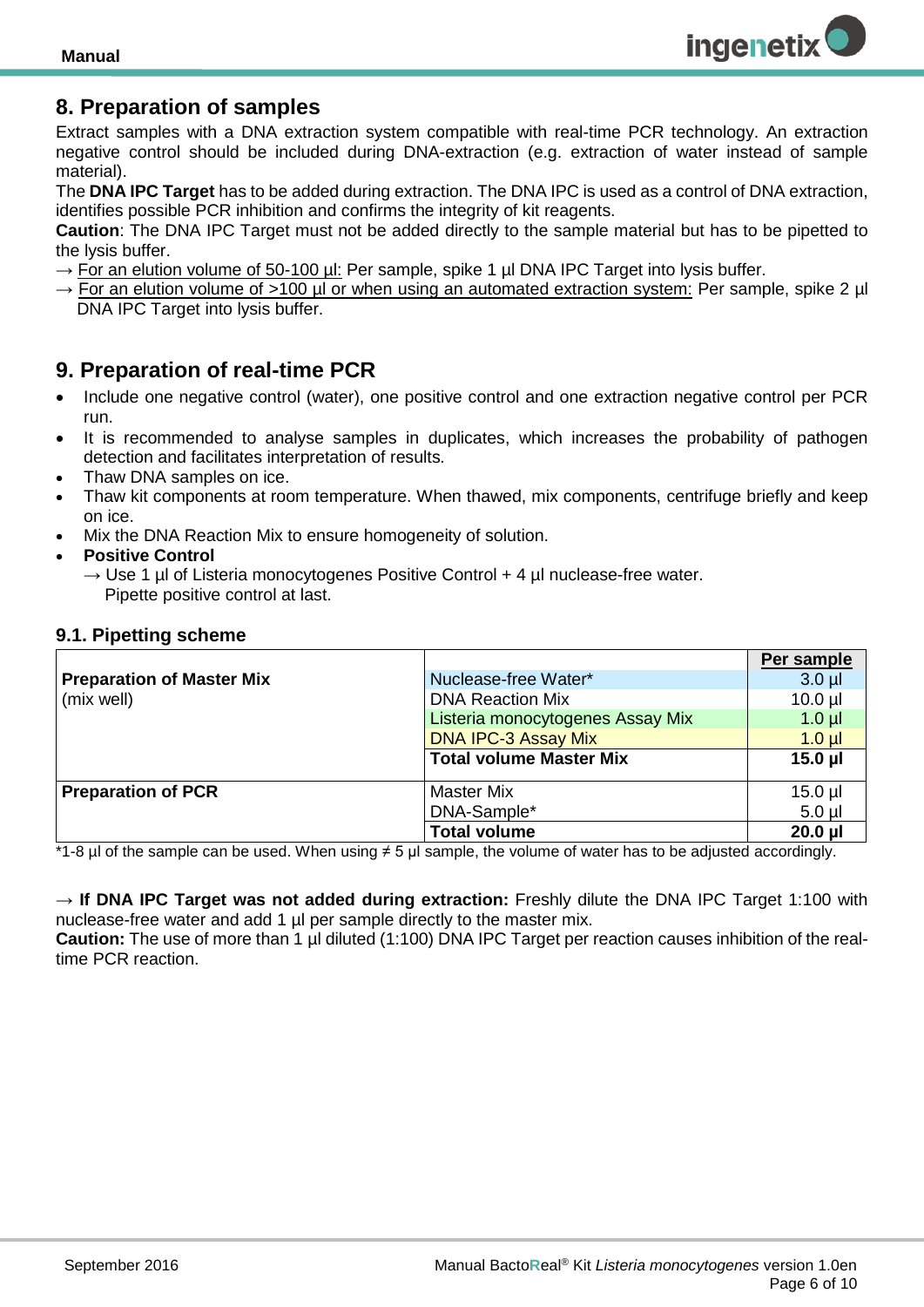## 8. Preparation of samples

Extract samples with a DNA extraction system compatible with real-time PCR technology. An extraction negative control should be included during DNA-extraction (e.g. extraction of water instead of sample material).

The **DNA IPC Target** has to be added during extraction. The DNA IPC is used as a control of DNA extraction, identifies possible PCR inhibition and confirms the integrity of kit reagents.

**Caution**: The DNA IPC Target must not be added directly to the sample material but has to be pipetted to the lysis buffer.

→ For an elution volume of 50-100 µl: Per sample, spike 1 µl DNA IPC Target into lysis buffer.

→ For an elution volume of >100 µl or when using an automated extraction system: Per sample, spike 2 µl DNA IPC Target into lysis buffer.

## 9. Preparation of real-time PCR

- Include one negative control (water), one positive control and one extraction negative control per PCR run.
- It is recommended to analyse samples in duplicates, which increases the probability of pathogen detection and facilitates interpretation of results.
- Thaw DNA samples on ice.
- Thaw kit components at room temperature. When thawed, mix components, centrifuge briefly and keep on ice.
- Mix the DNA Reaction Mix to ensure homogeneity of solution.
- **Positive Control**
  → Use 1 µl of Listeria monocytogenes Positive Control + 4 µl nuclease-free water.
  Pipette positive control at last.

### 9.1. Pipetting scheme

| | | Per sample |
|---|---|---|
| **Preparation of Master Mix** (mix well) | Nuclease-free Water* | 3.0 µl |
| | DNA Reaction Mix | 10.0 µl |
| | Listeria monocytogenes Assay Mix | 1.0 µl |
| | DNA IPC-3 Assay Mix | 1.0 µl |
| | **Total volume Master Mix** | **15.0 µl** |
| **Preparation of PCR** | Master Mix | 15.0 µl |
| | DNA-Sample* | 5.0 µl |
| | **Total volume** | **20.0 µl** |

*1-8 µl of the sample can be used. When using ≠ 5 µl sample, the volume of water has to be adjusted accordingly.

→ **If DNA IPC Target was not added during extraction:** Freshly dilute the DNA IPC Target 1:100 with nuclease-free water and add 1 µl per sample directly to the master mix.

**Caution:** The use of more than 1 µl diluted (1:100) DNA IPC Target per reaction causes inhibition of the real-time PCR reaction.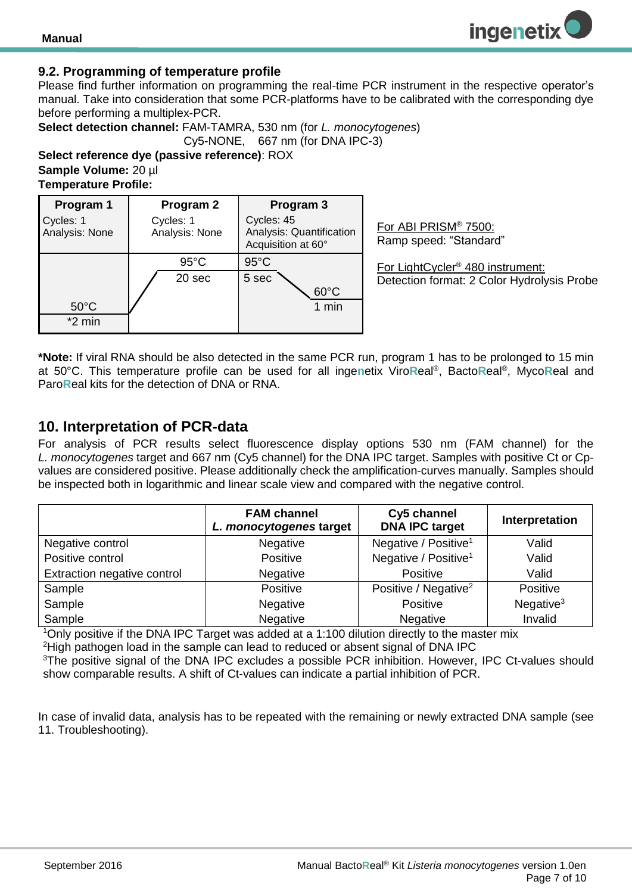## 9.2. Programming of temperature profile

Please find further information on programming the real-time PCR instrument in the respective operator's manual. Take into consideration that some PCR-platforms have to be calibrated with the corresponding dye before performing a multiplex-PCR.

**Select detection channel:** FAM-TAMRA, 530 nm (for *L. monocytogenes*)
Cy5-NONE, 667 nm (for DNA IPC-3)

**Select reference dye (passive reference)**: ROX

**Sample Volume:** 20 µl

**Temperature Profile:**

| Program 1 | Program 2 | Program 3 |
|---|---|---|
| Cycles: 1<br>Analysis: None | Cycles: 1<br>Analysis: None | Cycles: 45<br>Analysis: Quantification<br>Acquisition at 60° |
| 50°C<br>*2 min | 95°C<br>20 sec | 95°C<br>5 sec<br>60°C<br>1 min |

For ABI PRISM® 7500:
Ramp speed: "Standard"

For LightCycler® 480 instrument:
Detection format: 2 Color Hydrolysis Probe

***Note:** If viral RNA should be also detected in the same PCR run, program 1 has to be prolonged to 15 min at 50°C. This temperature profile can be used for all ingenetix ViroReal®, BactoReal®, MycoReal and ParoReal kits for the detection of DNA or RNA.

## 10. Interpretation of PCR-data

For analysis of PCR results select fluorescence display options 530 nm (FAM channel) for the *L. monocytogenes* target and 667 nm (Cy5 channel) for the DNA IPC target. Samples with positive Ct or Cp-values are considered positive. Please additionally check the amplification-curves manually. Samples should be inspected both in logarithmic and linear scale view and compared with the negative control.

| | FAM channel<br>*L. monocytogenes* target | Cy5 channel<br>DNA IPC target | Interpretation |
|---|---|---|---|
| Negative control | Negative | Negative / Positive[1] | Valid |
| Positive control | Positive | Negative / Positive[1] | Valid |
| Extraction negative control | Negative | Positive | Valid |
| Sample | Positive | Positive / Negative[2] | Positive |
| Sample | Negative | Positive | Negative[3] |
| Sample | Negative | Negative | Invalid |

[1]Only positive if the DNA IPC Target was added at a 1:100 dilution directly to the master mix
[2]High pathogen load in the sample can lead to reduced or absent signal of DNA IPC
[3]The positive signal of the DNA IPC excludes a possible PCR inhibition. However, IPC Ct-values should show comparable results. A shift of Ct-values can indicate a partial inhibition of PCR.

In case of invalid data, analysis has to be repeated with the remaining or newly extracted DNA sample (see 11. Troubleshooting).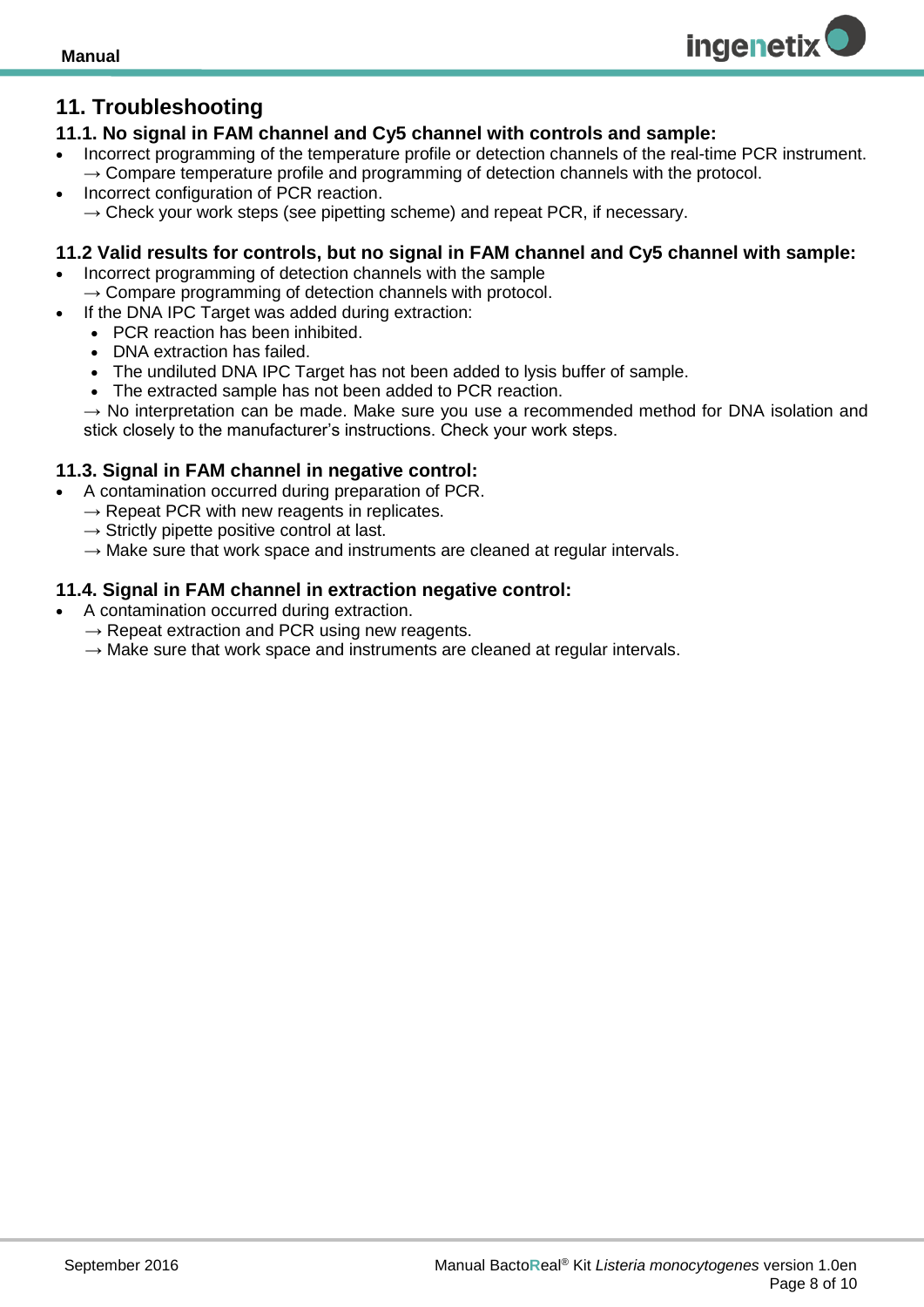# 11. Troubleshooting

### 11.1. No signal in FAM channel and Cy5 channel with controls and sample:

- Incorrect programming of the temperature profile or detection channels of the real-time PCR instrument.
  → Compare temperature profile and programming of detection channels with the protocol.
- Incorrect configuration of PCR reaction.
  → Check your work steps (see pipetting scheme) and repeat PCR, if necessary.

### 11.2 Valid results for controls, but no signal in FAM channel and Cy5 channel with sample:

- Incorrect programming of detection channels with the sample
  → Compare programming of detection channels with protocol.
- If the DNA IPC Target was added during extraction:
  - PCR reaction has been inhibited.
  - DNA extraction has failed.
  - The undiluted DNA IPC Target has not been added to lysis buffer of sample.
  - The extracted sample has not been added to PCR reaction.

  → No interpretation can be made. Make sure you use a recommended method for DNA isolation and stick closely to the manufacturer's instructions. Check your work steps.

### 11.3. Signal in FAM channel in negative control:

- A contamination occurred during preparation of PCR.
  → Repeat PCR with new reagents in replicates.
  → Strictly pipette positive control at last.
  → Make sure that work space and instruments are cleaned at regular intervals.

### 11.4. Signal in FAM channel in extraction negative control:

- A contamination occurred during extraction.
  → Repeat extraction and PCR using new reagents.
  → Make sure that work space and instruments are cleaned at regular intervals.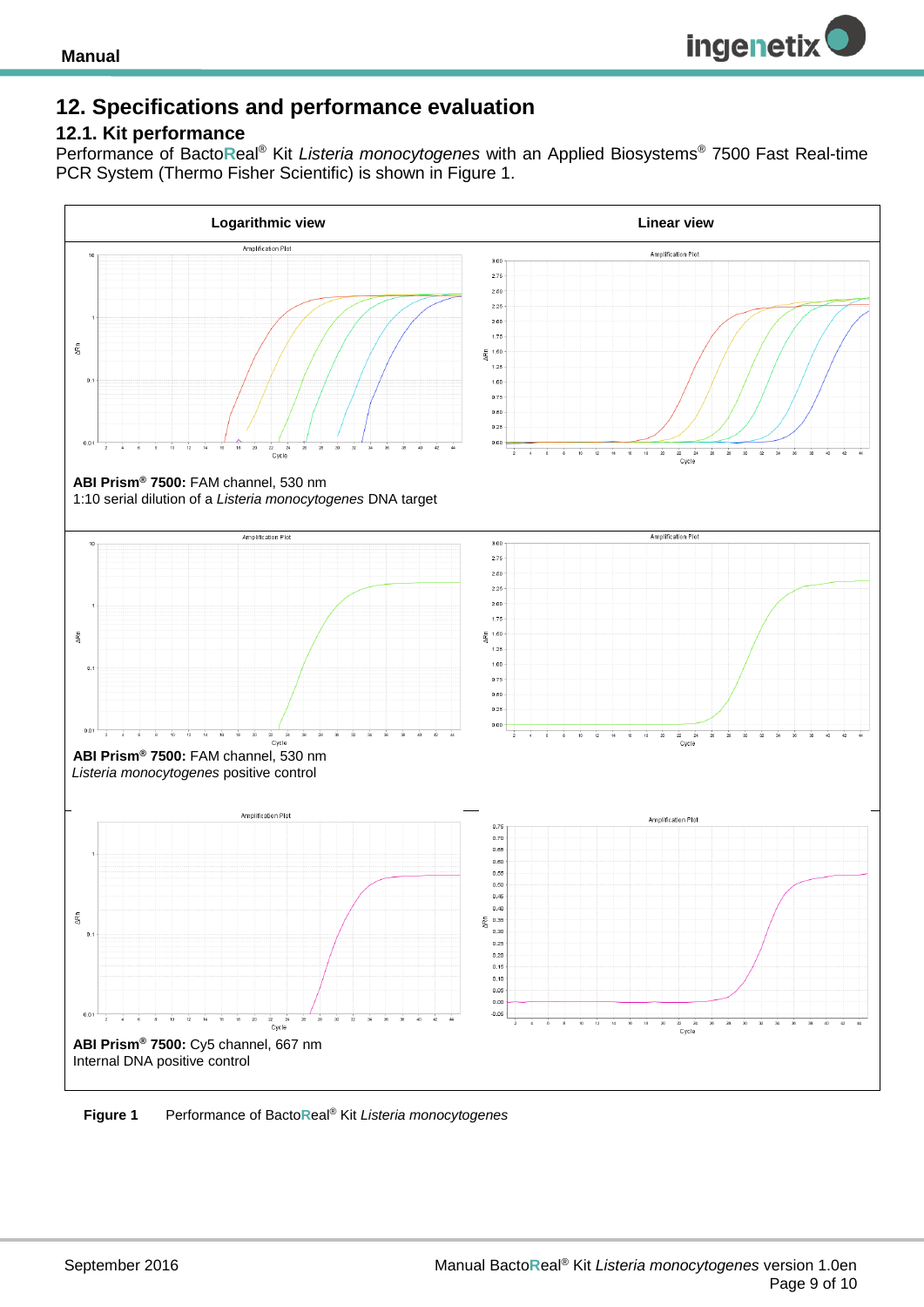## 12. Specifications and performance evaluation

### 12.1. Kit performance

Performance of BactoReal® Kit *Listeria monocytogenes* with an Applied Biosystems® 7500 Fast Real-time PCR System (Thermo Fisher Scientific) is shown in Figure 1.

| Logarithmic view | Linear view |
|---|---|
| **ABI Prism® 7500:** FAM channel, 530 nm<br>1:10 serial dilution of a *Listeria monocytogenes* DNA target | |
| **ABI Prism® 7500:** FAM channel, 530 nm<br>*Listeria monocytogenes* positive control | |
| **ABI Prism® 7500:** Cy5 channel, 667 nm<br>Internal DNA positive control | |

**Figure 1** Performance of BactoReal® Kit *Listeria monocytogenes*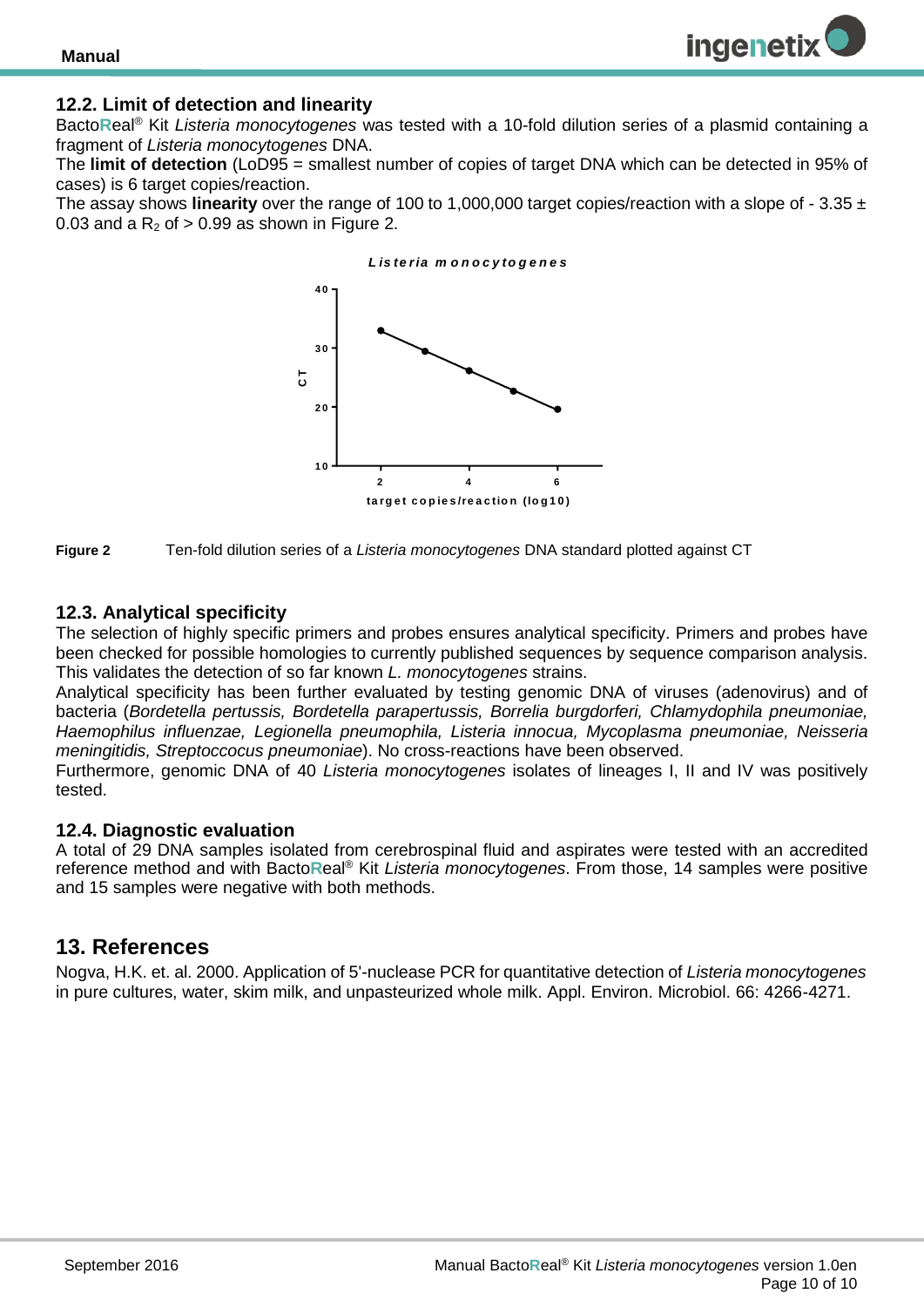### 12.2. Limit of detection and linearity

BactoReal® Kit *Listeria monocytogenes* was tested with a 10-fold dilution series of a plasmid containing a fragment of *Listeria monocytogenes* DNA.

The **limit of detection** (LoD95 = smallest number of copies of target DNA which can be detected in 95% of cases) is 6 target copies/reaction.

The assay shows **linearity** over the range of 100 to 1,000,000 target copies/reaction with a slope of - 3.35 ± 0.03 and a $R_2$ of > 0.99 as shown in Figure 2.

*Listeria monocytogenes*

CT

40
30
20
10

2
4
6

target copies/reaction (log10)

**Figure 2** Ten-fold dilution series of a *Listeria monocytogenes* DNA standard plotted against CT

### 12.3. Analytical specificity

The selection of highly specific primers and probes ensures analytical specificity. Primers and probes have been checked for possible homologies to currently published sequences by sequence comparison analysis. This validates the detection of so far known *L. monocytogenes* strains.

Analytical specificity has been further evaluated by testing genomic DNA of viruses (adenovirus) and of bacteria (*Bordetella pertussis, Bordetella parapertussis, Borrelia burgdorferi, Chlamydophila pneumoniae, Haemophilus influenzae, Legionella pneumophila, Listeria innocua, Mycoplasma pneumoniae, Neisseria meningitidis, Streptoccocus pneumoniae*). No cross-reactions have been observed.

Furthermore, genomic DNA of 40 *Listeria monocytogenes* isolates of lineages I, II and IV was positively tested.

### 12.4. Diagnostic evaluation

A total of 29 DNA samples isolated from cerebrospinal fluid and aspirates were tested with an accredited reference method and with BactoReal® Kit *Listeria monocytogenes*. From those, 14 samples were positive and 15 samples were negative with both methods.

## 13. References

Nogva, H.K. et. al. 2000. Application of 5'-nuclease PCR for quantitative detection of *Listeria monocytogenes* in pure cultures, water, skim milk, and unpasteurized whole milk. Appl. Environ. Microbiol. 66: 4266-4271.